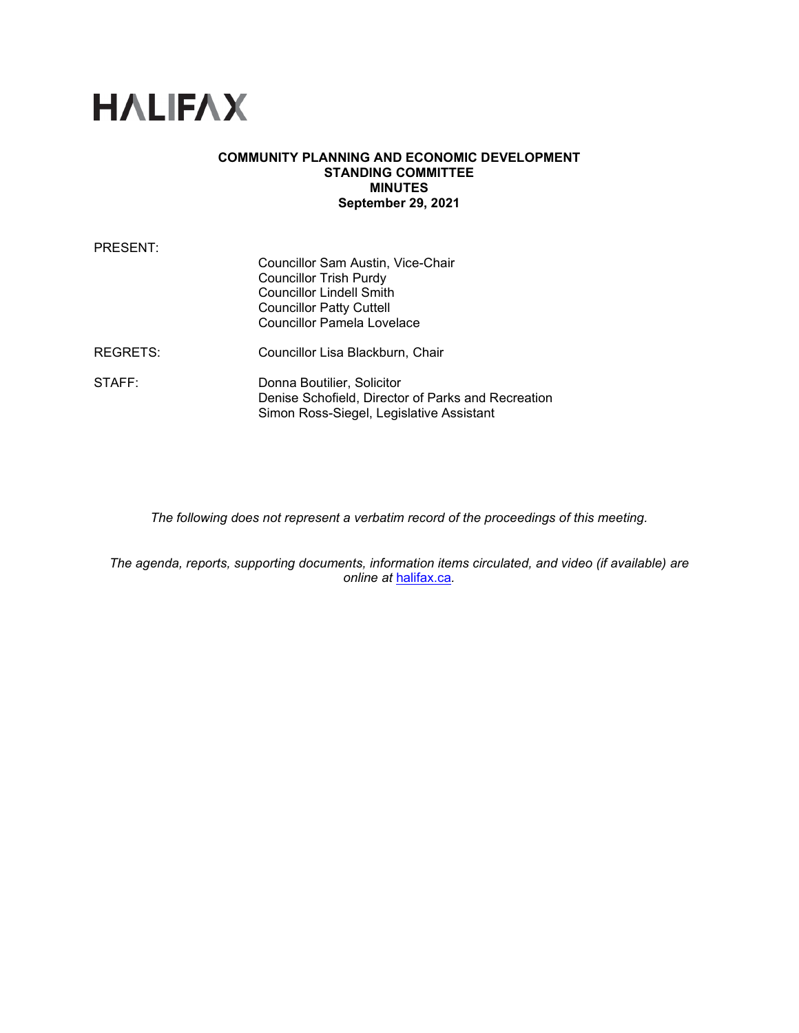# HALIFAX

**COMMUNITY PLANNING AND ECONOMIC DEVELOPMENT STANDING COMMITTEE MINUTES**
**September 29, 2021**

PRESENT:
- Councillor Sam Austin, Vice-Chair
- Councillor Trish Purdy
- Councillor Lindell Smith
- Councillor Patty Cuttell
- Councillor Pamela Lovelace

REGRETS: Councillor Lisa Blackburn, Chair

STAFF:
- Donna Boutilier, Solicitor
- Denise Schofield, Director of Parks and Recreation
- Simon Ross-Siegel, Legislative Assistant

*The following does not represent a verbatim record of the proceedings of this meeting.*

*The agenda, reports, supporting documents, information items circulated, and video (if available) are online at [halifax.ca](halifax.ca).*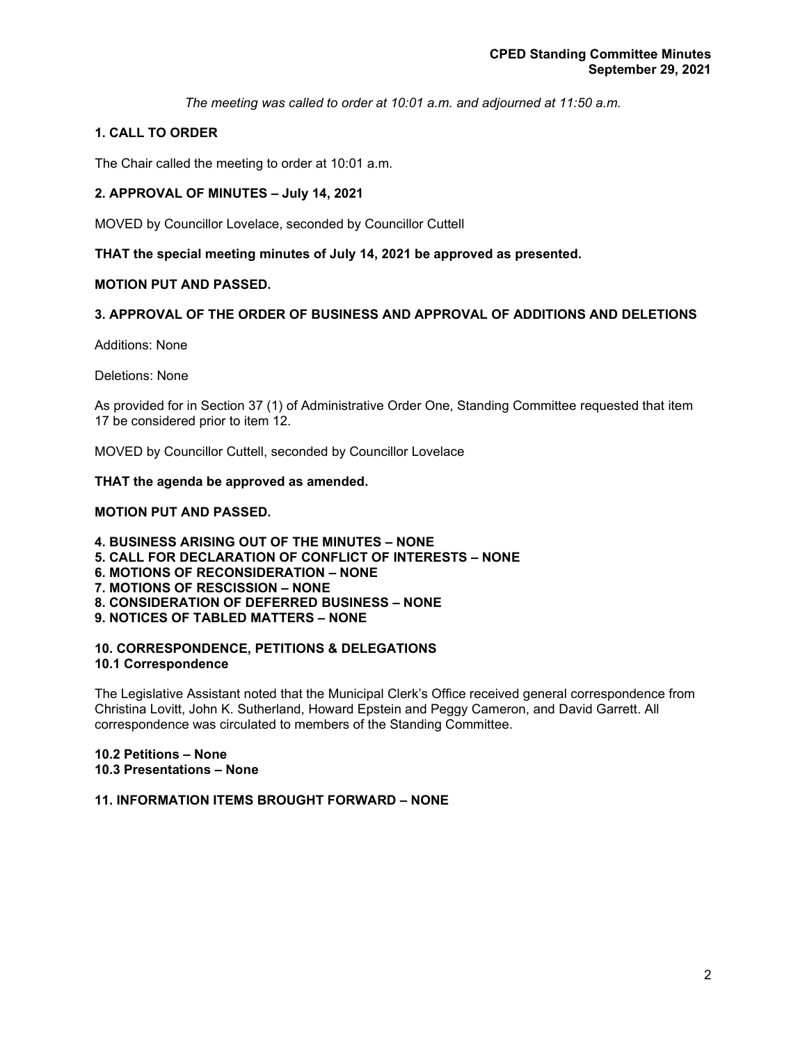*The meeting was called to order at 10:01 a.m. and adjourned at 11:50 a.m.*

## 1. CALL TO ORDER

The Chair called the meeting to order at 10:01 a.m.

## 2. APPROVAL OF MINUTES – July 14, 2021

MOVED by Councillor Lovelace, seconded by Councillor Cuttell

**THAT the special meeting minutes of July 14, 2021 be approved as presented.**

**MOTION PUT AND PASSED.**

## 3. APPROVAL OF THE ORDER OF BUSINESS AND APPROVAL OF ADDITIONS AND DELETIONS

Additions: None

Deletions: None

As provided for in Section 37 (1) of Administrative Order One, Standing Committee requested that item 17 be considered prior to item 12.

MOVED by Councillor Cuttell, seconded by Councillor Lovelace

**THAT the agenda be approved as amended.**

**MOTION PUT AND PASSED.**

## 4. BUSINESS ARISING OUT OF THE MINUTES – NONE
## 5. CALL FOR DECLARATION OF CONFLICT OF INTERESTS – NONE
## 6. MOTIONS OF RECONSIDERATION – NONE
## 7. MOTIONS OF RESCISSION – NONE
## 8. CONSIDERATION OF DEFERRED BUSINESS – NONE
## 9. NOTICES OF TABLED MATTERS – NONE

## 10. CORRESPONDENCE, PETITIONS & DELEGATIONS
### 10.1 Correspondence

The Legislative Assistant noted that the Municipal Clerk's Office received general correspondence from Christina Lovitt, John K. Sutherland, Howard Epstein and Peggy Cameron, and David Garrett. All correspondence was circulated to members of the Standing Committee.

### 10.2 Petitions – None
### 10.3 Presentations – None

## 11. INFORMATION ITEMS BROUGHT FORWARD – NONE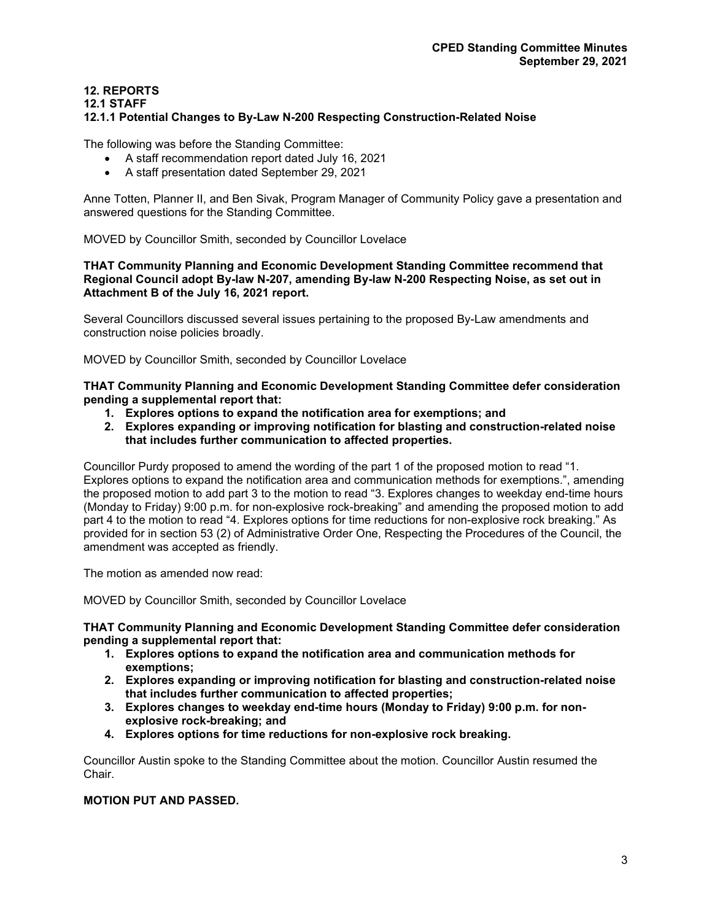## 12. REPORTS
### 12.1 STAFF
### 12.1.1 Potential Changes to By-Law N-200 Respecting Construction-Related Noise

The following was before the Standing Committee:

- A staff recommendation report dated July 16, 2021
- A staff presentation dated September 29, 2021

Anne Totten, Planner II, and Ben Sivak, Program Manager of Community Policy gave a presentation and answered questions for the Standing Committee.

MOVED by Councillor Smith, seconded by Councillor Lovelace

**THAT Community Planning and Economic Development Standing Committee recommend that Regional Council adopt By-law N-207, amending By-law N-200 Respecting Noise, as set out in Attachment B of the July 16, 2021 report.**

Several Councillors discussed several issues pertaining to the proposed By-Law amendments and construction noise policies broadly.

MOVED by Councillor Smith, seconded by Councillor Lovelace

**THAT Community Planning and Economic Development Standing Committee defer consideration pending a supplemental report that:**

1. **Explores options to expand the notification area for exemptions; and**
2. **Explores expanding or improving notification for blasting and construction-related noise that includes further communication to affected properties.**

Councillor Purdy proposed to amend the wording of the part 1 of the proposed motion to read "1. Explores options to expand the notification area and communication methods for exemptions.", amending the proposed motion to add part 3 to the motion to read "3. Explores changes to weekday end-time hours (Monday to Friday) 9:00 p.m. for non-explosive rock-breaking" and amending the proposed motion to add part 4 to the motion to read "4. Explores options for time reductions for non-explosive rock breaking." As provided for in section 53 (2) of Administrative Order One, Respecting the Procedures of the Council, the amendment was accepted as friendly.

The motion as amended now read:

MOVED by Councillor Smith, seconded by Councillor Lovelace

**THAT Community Planning and Economic Development Standing Committee defer consideration pending a supplemental report that:**

1. **Explores options to expand the notification area and communication methods for exemptions;**
2. **Explores expanding or improving notification for blasting and construction-related noise that includes further communication to affected properties;**
3. **Explores changes to weekday end-time hours (Monday to Friday) 9:00 p.m. for non-explosive rock-breaking; and**
4. **Explores options for time reductions for non-explosive rock breaking.**

Councillor Austin spoke to the Standing Committee about the motion. Councillor Austin resumed the Chair.

**MOTION PUT AND PASSED.**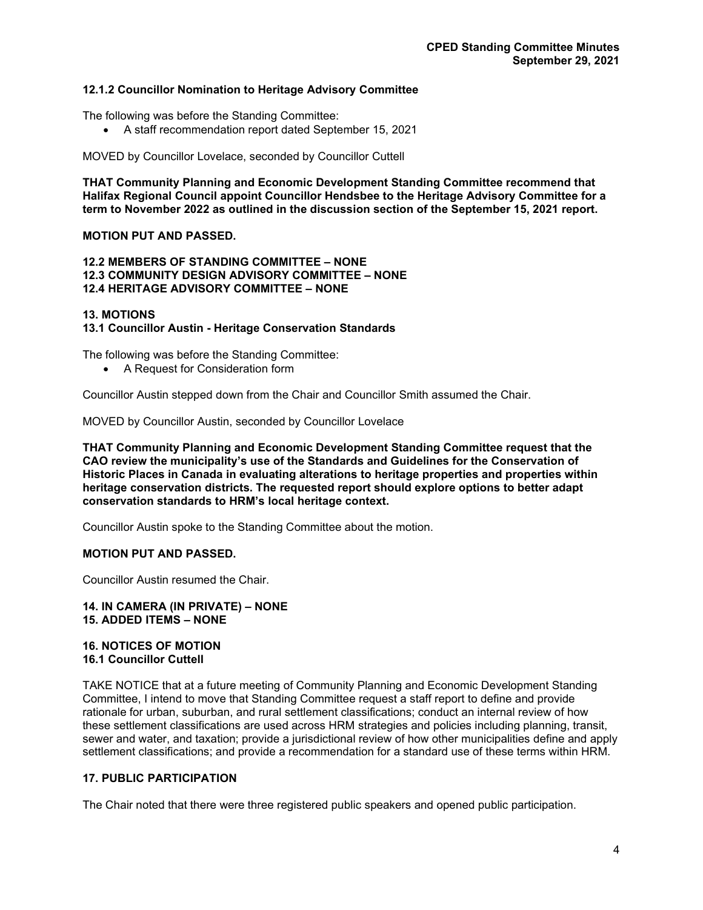### 12.1.2 Councillor Nomination to Heritage Advisory Committee

The following was before the Standing Committee:

- A staff recommendation report dated September 15, 2021

MOVED by Councillor Lovelace, seconded by Councillor Cuttell

**THAT Community Planning and Economic Development Standing Committee recommend that Halifax Regional Council appoint Councillor Hendsbee to the Heritage Advisory Committee for a term to November 2022 as outlined in the discussion section of the September 15, 2021 report.**

**MOTION PUT AND PASSED.**

**12.2 MEMBERS OF STANDING COMMITTEE – NONE**
**12.3 COMMUNITY DESIGN ADVISORY COMMITTEE – NONE**
**12.4 HERITAGE ADVISORY COMMITTEE – NONE**

## 13. MOTIONS

### 13.1 Councillor Austin - Heritage Conservation Standards

The following was before the Standing Committee:

- A Request for Consideration form

Councillor Austin stepped down from the Chair and Councillor Smith assumed the Chair.

MOVED by Councillor Austin, seconded by Councillor Lovelace

**THAT Community Planning and Economic Development Standing Committee request that the CAO review the municipality's use of the Standards and Guidelines for the Conservation of Historic Places in Canada in evaluating alterations to heritage properties and properties within heritage conservation districts. The requested report should explore options to better adapt conservation standards to HRM's local heritage context.**

Councillor Austin spoke to the Standing Committee about the motion.

**MOTION PUT AND PASSED.**

Councillor Austin resumed the Chair.

**14. IN CAMERA (IN PRIVATE) – NONE**
**15. ADDED ITEMS – NONE**

## 16. NOTICES OF MOTION

### 16.1 Councillor Cuttell

TAKE NOTICE that at a future meeting of Community Planning and Economic Development Standing Committee, I intend to move that Standing Committee request a staff report to define and provide rationale for urban, suburban, and rural settlement classifications; conduct an internal review of how these settlement classifications are used across HRM strategies and policies including planning, transit, sewer and water, and taxation; provide a jurisdictional review of how other municipalities define and apply settlement classifications; and provide a recommendation for a standard use of these terms within HRM.

## 17. PUBLIC PARTICIPATION

The Chair noted that there were three registered public speakers and opened public participation.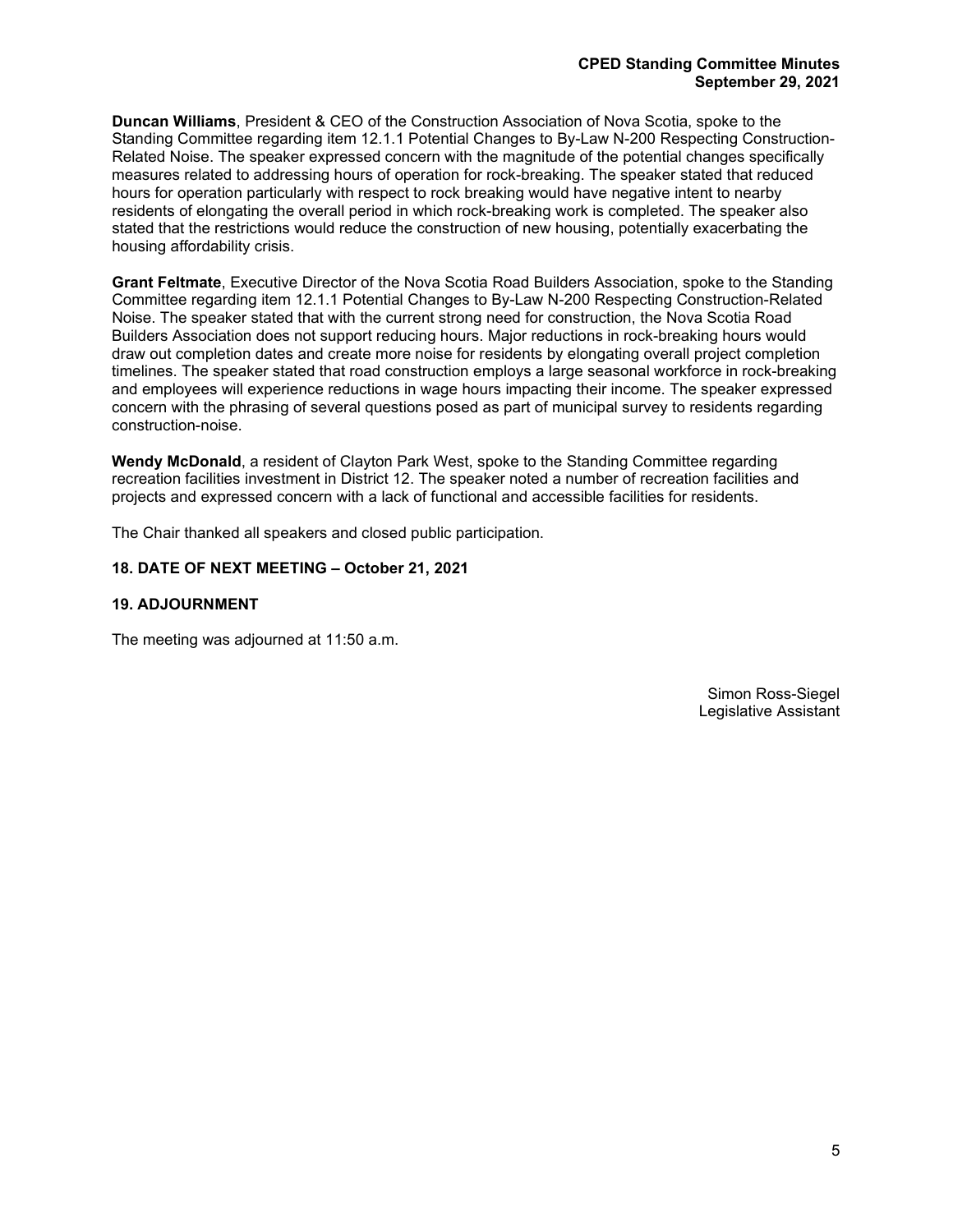**Duncan Williams**, President & CEO of the Construction Association of Nova Scotia, spoke to the Standing Committee regarding item 12.1.1 Potential Changes to By-Law N-200 Respecting Construction-Related Noise. The speaker expressed concern with the magnitude of the potential changes specifically measures related to addressing hours of operation for rock-breaking. The speaker stated that reduced hours for operation particularly with respect to rock breaking would have negative intent to nearby residents of elongating the overall period in which rock-breaking work is completed. The speaker also stated that the restrictions would reduce the construction of new housing, potentially exacerbating the housing affordability crisis.

**Grant Feltmate**, Executive Director of the Nova Scotia Road Builders Association, spoke to the Standing Committee regarding item 12.1.1 Potential Changes to By-Law N-200 Respecting Construction-Related Noise. The speaker stated that with the current strong need for construction, the Nova Scotia Road Builders Association does not support reducing hours. Major reductions in rock-breaking hours would draw out completion dates and create more noise for residents by elongating overall project completion timelines. The speaker stated that road construction employs a large seasonal workforce in rock-breaking and employees will experience reductions in wage hours impacting their income. The speaker expressed concern with the phrasing of several questions posed as part of municipal survey to residents regarding construction-noise.

**Wendy McDonald**, a resident of Clayton Park West, spoke to the Standing Committee regarding recreation facilities investment in District 12. The speaker noted a number of recreation facilities and projects and expressed concern with a lack of functional and accessible facilities for residents.

The Chair thanked all speakers and closed public participation.

**18. DATE OF NEXT MEETING – October 21, 2021**

**19. ADJOURNMENT**

The meeting was adjourned at 11:50 a.m.

Simon Ross-Siegel
Legislative Assistant